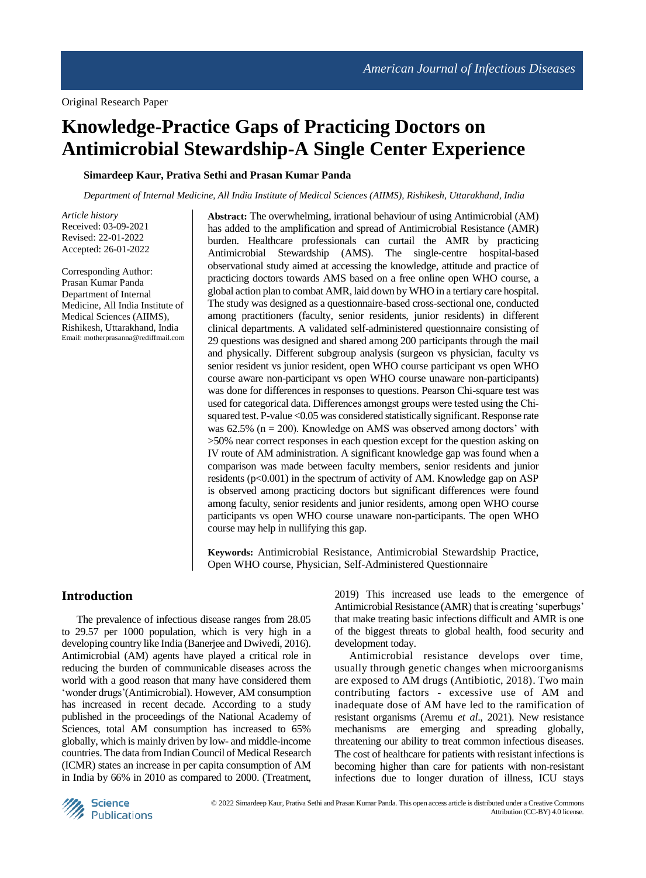Original Research Paper

# Knowledge-Practice Gaps of Practicing Doctors on Antimicrobial Stewardship-A Single Center Experience

**Simardeep Kaur, Prativa Sethi and Prasan Kumar Panda**

*Department of Internal Medicine, All India Institute of Medical Sciences (AIIMS), Rishikesh, Uttarakhand, India*

*Article history*
Received: 03-09-2021
Revised: 22-01-2022
Accepted: 26-01-2022

Corresponding Author:
Prasan Kumar Panda
Department of Internal Medicine, All India Institute of Medical Sciences (AIIMS), Rishikesh, Uttarakhand, India
Email: motherprasanna@rediffmail.com

**Abstract:** The overwhelming, irrational behaviour of using Antimicrobial (AM) has added to the amplification and spread of Antimicrobial Resistance (AMR) burden. Healthcare professionals can curtail the AMR by practicing Antimicrobial Stewardship (AMS). The single-centre hospital-based observational study aimed at accessing the knowledge, attitude and practice of practicing doctors towards AMS based on a free online open WHO course, a global action plan to combat AMR, laid down by WHO in a tertiary care hospital. The study was designed as a questionnaire-based cross-sectional one, conducted among practitioners (faculty, senior residents, junior residents) in different clinical departments. A validated self-administered questionnaire consisting of 29 questions was designed and shared among 200 participants through the mail and physically. Different subgroup analysis (surgeon vs physician, faculty vs senior resident vs junior resident, open WHO course participant vs open WHO course aware non-participant vs open WHO course unaware non-participants) was done for differences in responses to questions. Pearson Chi-square test was used for categorical data. Differences amongst groups were tested using the Chi-squared test. P-value <0.05 was considered statistically significant. Response rate was 62.5% (n = 200). Knowledge on AMS was observed among doctors' with >50% near correct responses in each question except for the question asking on IV route of AM administration. A significant knowledge gap was found when a comparison was made between faculty members, senior residents and junior residents (p<0.001) in the spectrum of activity of AM. Knowledge gap on ASP is observed among practicing doctors but significant differences were found among faculty, senior residents and junior residents, among open WHO course participants vs open WHO course unaware non-participants. The open WHO course may help in nullifying this gap.

**Keywords:** Antimicrobial Resistance, Antimicrobial Stewardship Practice, Open WHO course, Physician, Self-Administered Questionnaire

## Introduction

The prevalence of infectious disease ranges from 28.05 to 29.57 per 1000 population, which is very high in a developing country like India (Banerjee and Dwivedi, 2016). Antimicrobial (AM) agents have played a critical role in reducing the burden of communicable diseases across the world with a good reason that many have considered them 'wonder drugs'(Antimicrobial). However, AM consumption has increased in recent decade. According to a study published in the proceedings of the National Academy of Sciences, total AM consumption has increased to 65% globally, which is mainly driven by low- and middle-income countries. The data from Indian Council of Medical Research (ICMR) states an increase in per capita consumption of AM in India by 66% in 2010 as compared to 2000. (Treatment, 2019) This increased use leads to the emergence of Antimicrobial Resistance (AMR) that is creating 'superbugs' that make treating basic infections difficult and AMR is one of the biggest threats to global health, food security and development today.

Antimicrobial resistance develops over time, usually through genetic changes when microorganisms are exposed to AM drugs (Antibiotic, 2018). Two main contributing factors - excessive use of AM and inadequate dose of AM have led to the ramification of resistant organisms (Aremu *et al*., 2021). New resistance mechanisms are emerging and spreading globally, threatening our ability to treat common infectious diseases. The cost of healthcare for patients with resistant infections is becoming higher than care for patients with non-resistant infections due to longer duration of illness, ICU stays

© 2022 Simardeep Kaur, Prativa Sethi and Prasan Kumar Panda. This open access article is distributed under a Creative Commons Attribution (CC-BY) 4.0 license.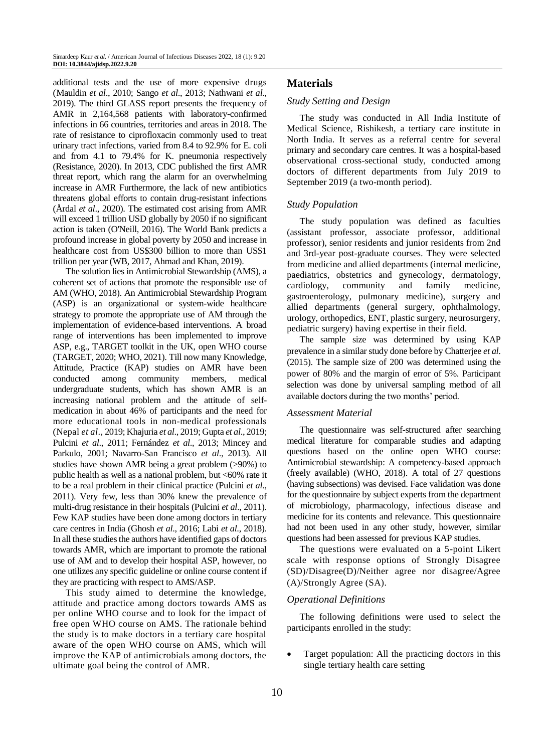additional tests and the use of more expensive drugs (Mauldin *et al*., 2010; Sango *et al*., 2013; Nathwani *et al*., 2019). The third GLASS report presents the frequency of AMR in 2,164,568 patients with laboratory-confirmed infections in 66 countries, territories and areas in 2018. The rate of resistance to ciprofloxacin commonly used to treat urinary tract infections, varied from 8.4 to 92.9% for E. coli and from 4.1 to 79.4% for K. pneumonia respectively (Resistance, 2020). In 2013, CDC published the first AMR threat report, which rang the alarm for an overwhelming increase in AMR Furthermore, the lack of new antibiotics threatens global efforts to contain drug-resistant infections (Årdal *et al*., 2020). The estimated cost arising from AMR will exceed 1 trillion USD globally by 2050 if no significant action is taken (O'Neill, 2016). The World Bank predicts a profound increase in global poverty by 2050 and increase in healthcare cost from US$300 billion to more than US$1 trillion per year (WB, 2017, Ahmad and Khan, 2019).

The solution lies in Antimicrobial Stewardship (AMS), a coherent set of actions that promote the responsible use of AM (WHO, 2018). An Antimicrobial Stewardship Program (ASP) is an organizational or system-wide healthcare strategy to promote the appropriate use of AM through the implementation of evidence-based interventions. A broad range of interventions has been implemented to improve ASP, e.g., TARGET toolkit in the UK, open WHO course (TARGET, 2020; WHO, 2021). Till now many Knowledge, Attitude, Practice (KAP) studies on AMR have been conducted among community members, medical undergraduate students, which has shown AMR is an increasing national problem and the attitude of self-medication in about 46% of participants and the need for more educational tools in non-medical professionals (Nepal *et al*., 2019; Khajuria *et al*., 2019; Gupta *et al*., 2019; Pulcini *et al*., 2011; Fernández *et al*., 2013; Mincey and Parkulo, 2001; Navarro-San Francisco *et al*., 2013). All studies have shown AMR being a great problem (>90%) to public health as well as a national problem, but <60% rate it to be a real problem in their clinical practice (Pulcini *et al*., 2011). Very few, less than 30% knew the prevalence of multi-drug resistance in their hospitals (Pulcini *et al*., 2011). Few KAP studies have been done among doctors in tertiary care centres in India (Ghosh *et al*., 2016; Labi *et al*., 2018). In all these studies the authors have identified gaps of doctors towards AMR, which are important to promote the rational use of AM and to develop their hospital ASP, however, no one utilizes any specific guideline or online course content if they are practicing with respect to AMS/ASP.

This study aimed to determine the knowledge, attitude and practice among doctors towards AMS as per online WHO course and to look for the impact of free open WHO course on AMS. The rationale behind the study is to make doctors in a tertiary care hospital aware of the open WHO course on AMS, which will improve the KAP of antimicrobials among doctors, the ultimate goal being the control of AMR.

## Materials

### *Study Setting and Design*

The study was conducted in All India Institute of Medical Science, Rishikesh, a tertiary care institute in North India. It serves as a referral centre for several primary and secondary care centres. It was a hospital-based observational cross-sectional study, conducted among doctors of different departments from July 2019 to September 2019 (a two-month period).

### *Study Population*

The study population was defined as faculties (assistant professor, associate professor, additional professor), senior residents and junior residents from 2nd and 3rd-year post-graduate courses. They were selected from medicine and allied departments (internal medicine, paediatrics, obstetrics and gynecology, dermatology, cardiology, community and family medicine, gastroenterology, pulmonary medicine), surgery and allied departments (general surgery, ophthalmology, urology, orthopedics, ENT, plastic surgery, neurosurgery, pediatric surgery) having expertise in their field.

The sample size was determined by using KAP prevalence in a similar study done before by Chatterjee *et al*. (2015). The sample size of 200 was determined using the power of 80% and the margin of error of 5%. Participant selection was done by universal sampling method of all available doctors during the two months' period.

### *Assessment Material*

The questionnaire was self-structured after searching medical literature for comparable studies and adapting questions based on the online open WHO course: Antimicrobial stewardship: A competency-based approach (freely available) (WHO, 2018). A total of 27 questions (having subsections) was devised. Face validation was done for the questionnaire by subject experts from the department of microbiology, pharmacology, infectious disease and medicine for its contents and relevance. This questionnaire had not been used in any other study, however, similar questions had been assessed for previous KAP studies.

The questions were evaluated on a 5-point Likert scale with response options of Strongly Disagree (SD)/Disagree(D)/Neither agree nor disagree/Agree (A)/Strongly Agree (SA).

### *Operational Definitions*

The following definitions were used to select the participants enrolled in the study:

- Target population: All the practicing doctors in this single tertiary health care setting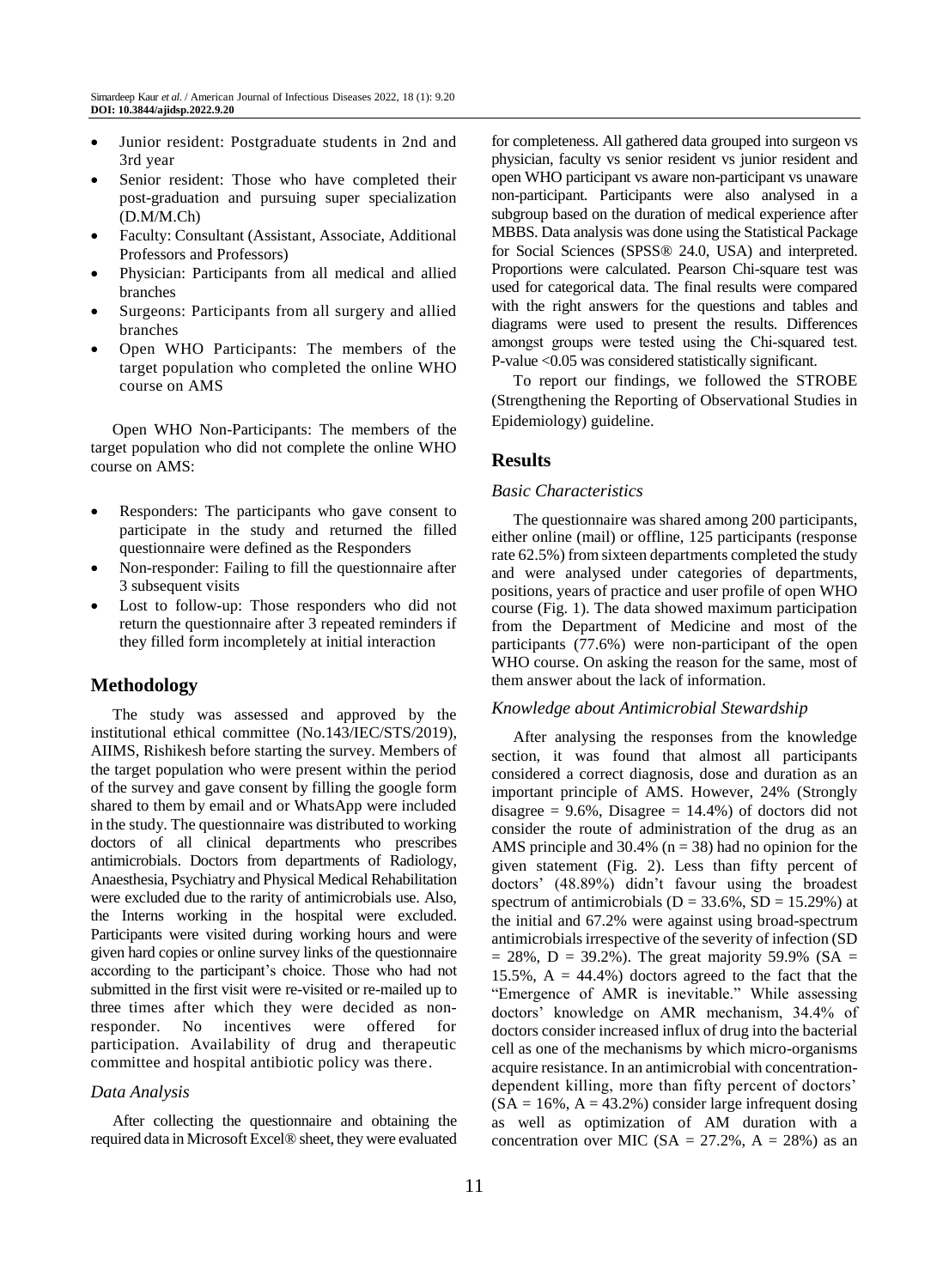- Junior resident: Postgraduate students in 2nd and 3rd year
- Senior resident: Those who have completed their post-graduation and pursuing super specialization (D.M/M.Ch)
- Faculty: Consultant (Assistant, Associate, Additional Professors and Professors)
- Physician: Participants from all medical and allied branches
- Surgeons: Participants from all surgery and allied branches
- Open WHO Participants: The members of the target population who completed the online WHO course on AMS

Open WHO Non-Participants: The members of the target population who did not complete the online WHO course on AMS:

- Responders: The participants who gave consent to participate in the study and returned the filled questionnaire were defined as the Responders
- Non-responder: Failing to fill the questionnaire after 3 subsequent visits
- Lost to follow-up: Those responders who did not return the questionnaire after 3 repeated reminders if they filled form incompletely at initial interaction

## Methodology

The study was assessed and approved by the institutional ethical committee (No.143/IEC/STS/2019), AIIMS, Rishikesh before starting the survey. Members of the target population who were present within the period of the survey and gave consent by filling the google form shared to them by email and or WhatsApp were included in the study. The questionnaire was distributed to working doctors of all clinical departments who prescribes antimicrobials. Doctors from departments of Radiology, Anaesthesia, Psychiatry and Physical Medical Rehabilitation were excluded due to the rarity of antimicrobials use. Also, the Interns working in the hospital were excluded. Participants were visited during working hours and were given hard copies or online survey links of the questionnaire according to the participant's choice. Those who had not submitted in the first visit were re-visited or re-mailed up to three times after which they were decided as non-responder. No incentives were offered for participation. Availability of drug and therapeutic committee and hospital antibiotic policy was there.

### Data Analysis

After collecting the questionnaire and obtaining the required data in Microsoft Excel® sheet, they were evaluated for completeness. All gathered data grouped into surgeon vs physician, faculty vs senior resident vs junior resident and open WHO participant vs aware non-participant vs unaware non-participant. Participants were also analysed in a subgroup based on the duration of medical experience after MBBS. Data analysis was done using the Statistical Package for Social Sciences (SPSS® 24.0, USA) and interpreted. Proportions were calculated. Pearson Chi-square test was used for categorical data. The final results were compared with the right answers for the questions and tables and diagrams were used to present the results. Differences amongst groups were tested using the Chi-squared test. P-value <0.05 was considered statistically significant.

To report our findings, we followed the STROBE (Strengthening the Reporting of Observational Studies in Epidemiology) guideline.

## Results

### Basic Characteristics

The questionnaire was shared among 200 participants, either online (mail) or offline, 125 participants (response rate 62.5%) from sixteen departments completed the study and were analysed under categories of departments, positions, years of practice and user profile of open WHO course (Fig. 1). The data showed maximum participation from the Department of Medicine and most of the participants (77.6%) were non-participant of the open WHO course. On asking the reason for the same, most of them answer about the lack of information.

### Knowledge about Antimicrobial Stewardship

After analysing the responses from the knowledge section, it was found that almost all participants considered a correct diagnosis, dose and duration as an important principle of AMS. However, 24% (Strongly disagree = 9.6%, Disagree = 14.4%) of doctors did not consider the route of administration of the drug as an AMS principle and 30.4% (n = 38) had no opinion for the given statement (Fig. 2). Less than fifty percent of doctors' (48.89%) didn't favour using the broadest spectrum of antimicrobials (D = 33.6%, SD = 15.29%) at the initial and 67.2% were against using broad-spectrum antimicrobials irrespective of the severity of infection (SD = 28%, D = 39.2%). The great majority 59.9% (SA = 15.5%, A = 44.4%) doctors agreed to the fact that the "Emergence of AMR is inevitable." While assessing doctors' knowledge on AMR mechanism, 34.4% of doctors consider increased influx of drug into the bacterial cell as one of the mechanisms by which micro-organisms acquire resistance. In an antimicrobial with concentration-dependent killing, more than fifty percent of doctors' (SA = 16%, A = 43.2%) consider large infrequent dosing as well as optimization of AM duration with a concentration over MIC (SA = 27.2%, A = 28%) as an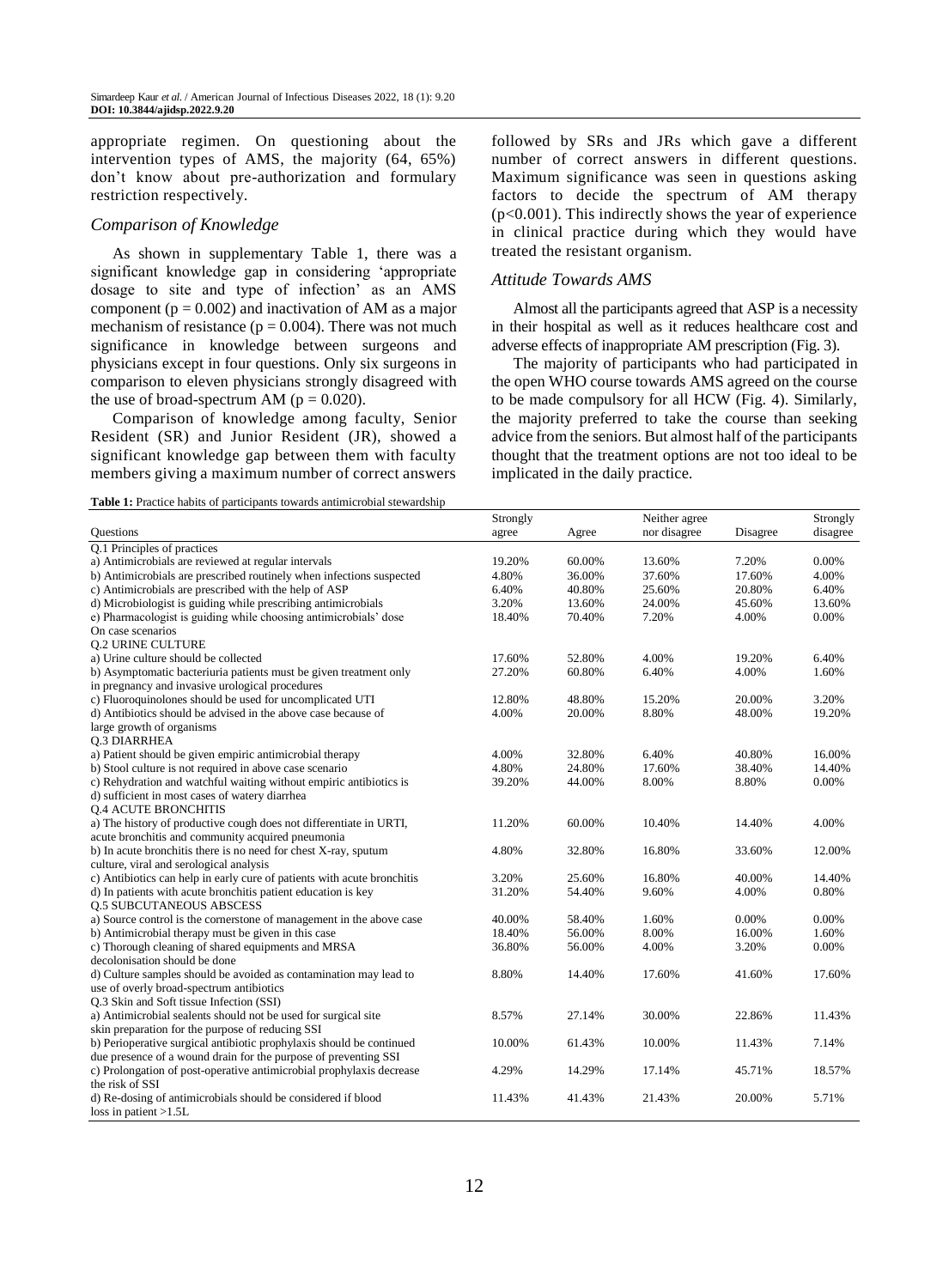appropriate regimen. On questioning about the intervention types of AMS, the majority (64, 65%) don't know about pre-authorization and formulary restriction respectively.

### *Comparison of Knowledge*

As shown in supplementary Table 1, there was a significant knowledge gap in considering 'appropriate dosage to site and type of infection' as an AMS component ($p = 0.002$) and inactivation of AM as a major mechanism of resistance ($p = 0.004$). There was not much significance in knowledge between surgeons and physicians except in four questions. Only six surgeons in comparison to eleven physicians strongly disagreed with the use of broad-spectrum AM ($p = 0.020$).

Comparison of knowledge among faculty, Senior Resident (SR) and Junior Resident (JR), showed a significant knowledge gap between them with faculty members giving a maximum number of correct answers followed by SRs and JRs which gave a different number of correct answers in different questions. Maximum significance was seen in questions asking factors to decide the spectrum of AM therapy ($p<0.001$). This indirectly shows the year of experience in clinical practice during which they would have treated the resistant organism.

### *Attitude Towards AMS*

Almost all the participants agreed that ASP is a necessity in their hospital as well as it reduces healthcare cost and adverse effects of inappropriate AM prescription (Fig. 3).

The majority of participants who had participated in the open WHO course towards AMS agreed on the course to be made compulsory for all HCW (Fig. 4). Similarly, the majority preferred to take the course than seeking advice from the seniors. But almost half of the participants thought that the treatment options are not too ideal to be implicated in the daily practice.

**Table 1:** Practice habits of participants towards antimicrobial stewardship

| Questions | Strongly agree | Agree | Neither agree nor disagree | Disagree | Strongly disagree |
|---|---|---|---|---|---|
| Q.1 Principles of practices | | | | | |
| a) Antimicrobials are reviewed at regular intervals | 19.20% | 60.00% | 13.60% | 7.20% | 0.00% |
| b) Antimicrobials are prescribed routinely when infections suspected | 4.80% | 36.00% | 37.60% | 17.60% | 4.00% |
| c) Antimicrobials are prescribed with the help of ASP | 6.40% | 40.80% | 25.60% | 20.80% | 6.40% |
| d) Microbiologist is guiding while prescribing antimicrobials | 3.20% | 13.60% | 24.00% | 45.60% | 13.60% |
| e) Pharmacologist is guiding while choosing antimicrobials' dose | 18.40% | 70.40% | 7.20% | 4.00% | 0.00% |
| On case scenarios | | | | | |
| Q.2 URINE CULTURE | | | | | |
| a) Urine culture should be collected | 17.60% | 52.80% | 4.00% | 19.20% | 6.40% |
| b) Asymptomatic bacteriuria patients must be given treatment only in pregnancy and invasive urological procedures | 27.20% | 60.80% | 6.40% | 4.00% | 1.60% |
| c) Fluoroquinolones should be used for uncomplicated UTI | 12.80% | 48.80% | 15.20% | 20.00% | 3.20% |
| d) Antibiotics should be advised in the above case because of large growth of organisms | 4.00% | 20.00% | 8.80% | 48.00% | 19.20% |
| Q.3 DIARRHEA | | | | | |
| a) Patient should be given empiric antimicrobial therapy | 4.00% | 32.80% | 6.40% | 40.80% | 16.00% |
| b) Stool culture is not required in above case scenario | 4.80% | 24.80% | 17.60% | 38.40% | 14.40% |
| c) Rehydration and watchful waiting without empiric antibiotics is | 39.20% | 44.00% | 8.00% | 8.80% | 0.00% |
| d) sufficient in most cases of watery diarrhea | | | | | |
| Q.4 ACUTE BRONCHITIS | | | | | |
| a) The history of productive cough does not differentiate in URTI, acute bronchitis and community acquired pneumonia | 11.20% | 60.00% | 10.40% | 14.40% | 4.00% |
| b) In acute bronchitis there is no need for chest X-ray, sputum culture, viral and serological analysis | 4.80% | 32.80% | 16.80% | 33.60% | 12.00% |
| c) Antibiotics can help in early cure of patients with acute bronchitis | 3.20% | 25.60% | 16.80% | 40.00% | 14.40% |
| d) In patients with acute bronchitis patient education is key | 31.20% | 54.40% | 9.60% | 4.00% | 0.80% |
| Q.5 SUBCUTANEOUS ABSCESS | | | | | |
| a) Source control is the cornerstone of management in the above case | 40.00% | 58.40% | 1.60% | 0.00% | 0.00% |
| b) Antimicrobial therapy must be given in this case | 18.40% | 56.00% | 8.00% | 16.00% | 1.60% |
| c) Thorough cleaning of shared equipments and MRSA decolonisation should be done | 36.80% | 56.00% | 4.00% | 3.20% | 0.00% |
| d) Culture samples should be avoided as contamination may lead to use of overly broad-spectrum antibiotics | 8.80% | 14.40% | 17.60% | 41.60% | 17.60% |
| Q.3 Skin and Soft tissue Infection (SSI) | | | | | |
| a) Antimicrobial sealents should not be used for surgical site skin preparation for the purpose of reducing SSI | 8.57% | 27.14% | 30.00% | 22.86% | 11.43% |
| b) Perioperative surgical antibiotic prophylaxis should be continued due presence of a wound drain for the purpose of preventing SSI | 10.00% | 61.43% | 10.00% | 11.43% | 7.14% |
| c) Prolongation of post-operative antimicrobial prophylaxis decrease the risk of SSI | 4.29% | 14.29% | 17.14% | 45.71% | 18.57% |
| d) Re-dosing of antimicrobials should be considered if blood loss in patient >1.5L | 11.43% | 41.43% | 21.43% | 20.00% | 5.71% |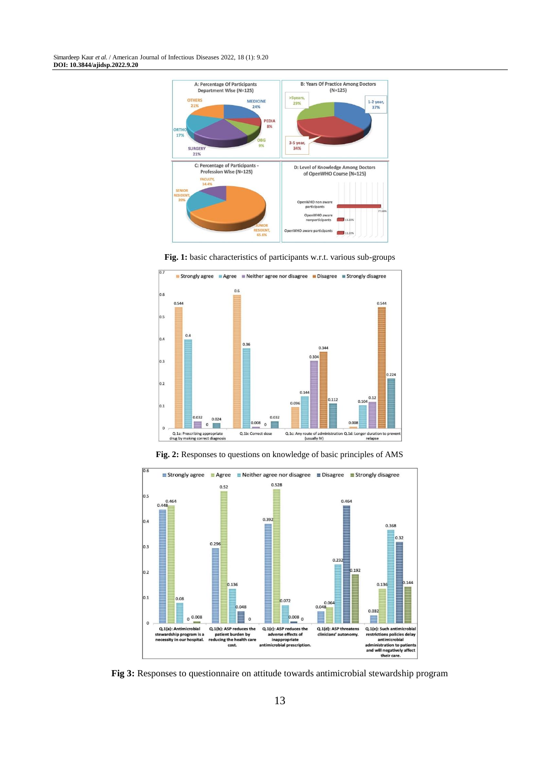**Fig. 1:** basic characteristics of participants w.r.t. various sub-groups

**Fig. 2:** Responses to questions on knowledge of basic principles of AMS

**Fig 3:** Responses to questionnaire on attitude towards antimicrobial stewardship program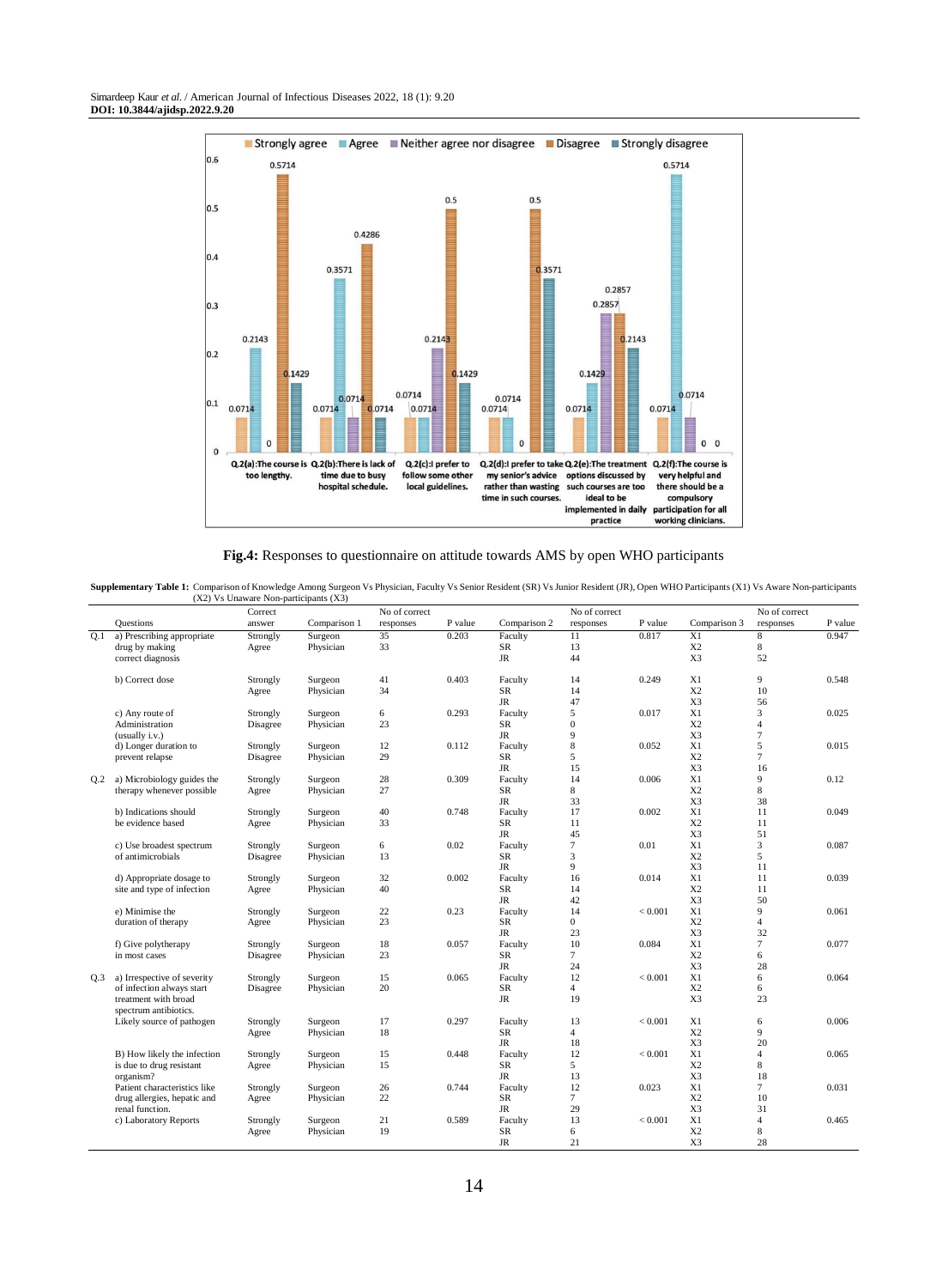**Fig.4:** Responses to questionnaire on attitude towards AMS by open WHO participants

**Supplementary Table 1:** Comparison of Knowledge Among Surgeon Vs Physician, Faculty Vs Senior Resident (SR) Vs Junior Resident (JR), Open WHO Participants (X1) Vs Aware Non-participants (X2) Vs Unaware Non-participants (X3)

| | Questions | Correct answer | Comparison 1 | No of correct responses | P value | Comparison 2 | No of correct responses | P value | Comparison 3 | No of correct responses | P value |
|---|---|---|---|---|---|---|---|---|---|---|---|
| Q.1 | a) Prescribing appropriate drug by making correct diagnosis | Strongly Agree | Surgeon | 35 | 0.203 | Faculty | 11 | 0.817 | X1 | 8 | 0.947 |
| | | | Physician | 33 | | SR | 13 | | X2 | 8 | |
| | | | | | | JR | 44 | | X3 | 52 | |
| | b) Correct dose | Strongly Agree | Surgeon | 41 | 0.403 | Faculty | 14 | 0.249 | X1 | 9 | 0.548 |
| | | | Physician | 34 | | SR | 14 | | X2 | 10 | |
| | | | | | | JR | 47 | | X3 | 56 | |
| | c) Any route of Administration (usually i.v.) | Strongly Disagree | Surgeon | 6 | 0.293 | Faculty | 5 | 0.017 | X1 | 3 | 0.025 |
| | | | Physician | 23 | | SR | 0 | | X2 | 4 | |
| | | | | | | JR | 9 | | X3 | 7 | |
| | d) Longer duration to prevent relapse | Strongly Disagree | Surgeon | 12 | 0.112 | Faculty | 8 | 0.052 | X1 | 5 | 0.015 |
| | | | Physician | 29 | | SR | 5 | | X2 | 7 | |
| | | | | | | JR | 15 | | X3 | 16 | |
| Q.2 | a) Microbiology guides the therapy whenever possible | Strongly Agree | Surgeon | 28 | 0.309 | Faculty | 14 | 0.006 | X1 | 9 | 0.12 |
| | | | Physician | 27 | | SR | 8 | | X2 | 8 | |
| | | | | | | JR | 33 | | X3 | 38 | |
| | b) Indications should be evidence based | Strongly Agree | Surgeon | 40 | 0.748 | Faculty | 17 | 0.002 | X1 | 11 | 0.049 |
| | | | Physician | 33 | | SR | 11 | | X2 | 11 | |
| | | | | | | JR | 45 | | X3 | 51 | |
| | c) Use broadest spectrum of antimicrobials | Strongly Disagree | Surgeon | 6 | 0.02 | Faculty | 7 | 0.01 | X1 | 3 | 0.087 |
| | | | Physician | 13 | | SR | 3 | | X2 | 5 | |
| | | | | | | JR | 9 | | X3 | 11 | |
| | d) Appropriate dosage to site and type of infection | Strongly Agree | Surgeon | 32 | 0.002 | Faculty | 16 | 0.014 | X1 | 11 | 0.039 |
| | | | Physician | 40 | | SR | 14 | | X2 | 11 | |
| | | | | | | JR | 42 | | X3 | 50 | |
| | e) Minimise the duration of therapy | Strongly Agree | Surgeon | 22 | 0.23 | Faculty | 14 | < 0.001 | X1 | 9 | 0.061 |
| | | | Physician | 23 | | SR | 0 | | X2 | 4 | |
| | | | | | | JR | 23 | | X3 | 32 | |
| | f) Give polytherapy in most cases | Strongly Disagree | Surgeon | 18 | 0.057 | Faculty | 10 | 0.084 | X1 | 7 | 0.077 |
| | | | Physician | 23 | | SR | 7 | | X2 | 6 | |
| | | | | | | JR | 24 | | X3 | 28 | |
| Q.3 | a) Irrespective of severity of infection always start treatment with broad spectrum antibiotics. | Strongly Disagree | Surgeon | 15 | 0.065 | Faculty | 12 | < 0.001 | X1 | 6 | 0.064 |
| | | | Physician | 20 | | SR | 4 | | X2 | 6 | |
| | | | | | | JR | 19 | | X3 | 23 | |
| | Likely source of pathogen | Strongly Agree | Surgeon | 17 | 0.297 | Faculty | 13 | < 0.001 | X1 | 6 | 0.006 |
| | | | Physician | 18 | | SR | 4 | | X2 | 9 | |
| | | | | | | JR | 18 | | X3 | 20 | |
| | B) How likely the infection is due to drug resistant organism? | Strongly Agree | Surgeon | 15 | 0.448 | Faculty | 12 | < 0.001 | X1 | 4 | 0.065 |
| | | | Physician | 15 | | SR | 5 | | X2 | 8 | |
| | | | | | | JR | 13 | | X3 | 18 | |
| | Patient characteristics like drug allergies, hepatic and renal function. | Strongly Agree | Surgeon | 26 | 0.744 | Faculty | 12 | 0.023 | X1 | 7 | 0.031 |
| | | | Physician | 22 | | SR | 7 | | X2 | 10 | |
| | | | | | | JR | 29 | | X3 | 31 | |
| | c) Laboratory Reports | Strongly Agree | Surgeon | 21 | 0.589 | Faculty | 13 | < 0.001 | X1 | 4 | 0.465 |
| | | | Physician | 19 | | SR | 6 | | X2 | 8 | |
| | | | | | | JR | 21 | | X3 | 28 | |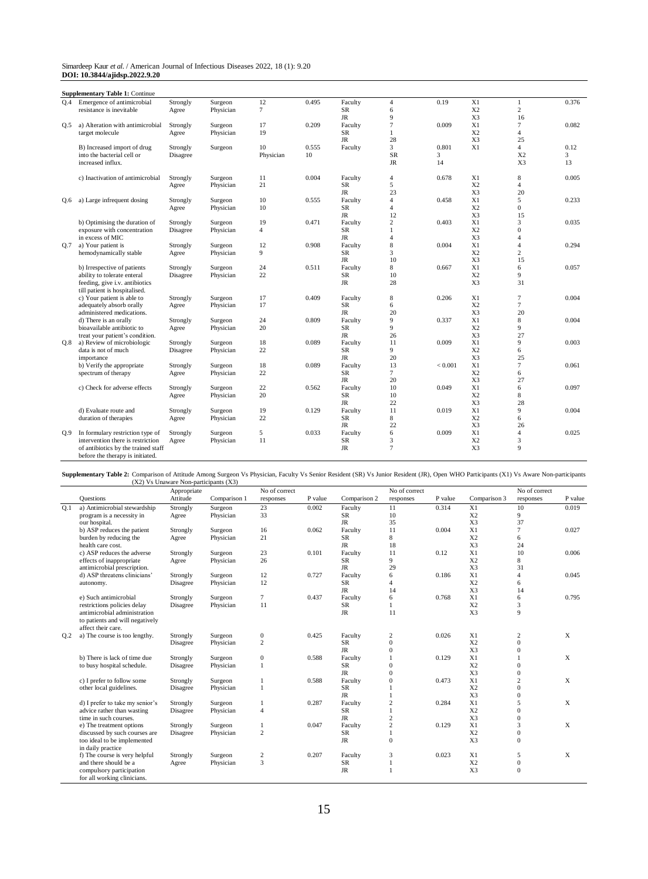**Supplementary Table 1:** Continue

| | Questions | Appropriate Attitude | Comparison 1 | No of correct responses | P value | Comparison 2 | No of correct responses | P value | Comparison 3 | No of correct responses | P value |
|---|---|---|---|---|---|---|---|---|---|---|---|
| Q.4 | Emergence of antimicrobial resistance is inevitable | Strongly Agree | Surgeon<br>Physician | 12<br>7 | 0.495 | Faculty<br>SR<br>JR | 4<br>6<br>9 | 0.19 | X1<br>X2<br>X3 | 1<br>2<br>16 | 0.376 |
| Q.5 | a) Alteration with antimicrobial target molecule | Strongly Agree | Surgeon<br>Physician | 17<br>19 | 0.209 | Faculty<br>SR<br>JR | 7<br>1<br>28 | 0.009 | X1<br>X2<br>X3 | 7<br>4<br>25 | 0.082 |
| | B) Increased import of drug into the bacterial cell or increased influx. | Strongly Disagree | Surgeon<br>Physician | 10<br>10 | 0.555 | Faculty<br>SR<br>JR | 3<br>3<br>14 | 0.801 | X1<br>X2<br>X3 | 4<br>3<br>13 | 0.12 |
| | c) Inactivation of antimicrobial | Strongly Agree | Surgeon<br>Physician | 11<br>21 | 0.004 | Faculty<br>SR<br>JR | 4<br>5<br>23 | 0.678 | X1<br>X2<br>X3 | 8<br>4<br>20 | 0.005 |
| Q.6 | a) Large infrequent dosing | Strongly Agree | Surgeon<br>Physician | 10<br>10 | 0.555 | Faculty<br>SR<br>JR | 4<br>4<br>12 | 0.458 | X1<br>X2<br>X3 | 5<br>0<br>15 | 0.233 |
| | b) Optimising the duration of exposure with concentration in excess of MIC | Strongly Disagree | Surgeon<br>Physician | 19<br>4 | 0.471 | Faculty<br>SR<br>JR | 2<br>1<br>4 | 0.403 | X1<br>X2<br>X3 | 3<br>0<br>4 | 0.035 |
| Q.7 | a) Your patient is hemodynamically stable | Strongly Agree | Surgeon<br>Physician | 12<br>9 | 0.908 | Faculty<br>SR<br>JR | 8<br>3<br>10 | 0.004 | X1<br>X2<br>X3 | 4<br>2<br>15 | 0.294 |
| | b) Irrespective of patients ability to tolerate enteral feeding, give i.v. antibiotics till patient is hospitalised. | Strongly Disagree | Surgeon<br>Physician | 24<br>22 | 0.511 | Faculty<br>SR<br>JR | 8<br>10<br>28 | 0.667 | X1<br>X2<br>X3 | 6<br>9<br>31 | 0.057 |
| | c) Your patient is able to adequately absorb orally administered medications. | Strongly Agree | Surgeon<br>Physician | 17<br>17 | 0.409 | Faculty<br>SR<br>JR | 8<br>6<br>20 | 0.206 | X1<br>X2<br>X3 | 7<br>7<br>20 | 0.004 |
| | d) There is an orally bioavailable antibiotic to treat your patient's condition. | Strongly Agree | Surgeon<br>Physician | 24<br>20 | 0.809 | Faculty<br>SR<br>JR | 9<br>9<br>26 | 0.337 | X1<br>X2<br>X3 | 8<br>9<br>27 | 0.004 |
| Q.8 | a) Review of microbiologic data is not of much importance | Strongly Disagree | Surgeon<br>Physician | 18<br>22 | 0.089 | Faculty<br>SR<br>JR | 11<br>9<br>20 | 0.009 | X1<br>X2<br>X3 | 9<br>6<br>25 | 0.003 |
| | b) Verify the appropriate spectrum of therapy | Strongly Agree | Surgeon<br>Physician | 18<br>22 | 0.089 | Faculty<br>SR<br>JR | 13<br>7<br>20 | < 0.001 | X1<br>X2<br>X3 | 7<br>6<br>27 | 0.061 |
| | c) Check for adverse effects | Strongly Agree | Surgeon<br>Physician | 22<br>20 | 0.562 | Faculty<br>SR<br>JR | 10<br>10<br>22 | 0.049 | X1<br>X2<br>X3 | 6<br>8<br>28 | 0.097 |
| | d) Evaluate route and duration of therapies | Strongly Agree | Surgeon<br>Physician | 19<br>22 | 0.129 | Faculty<br>SR<br>JR | 11<br>8<br>22 | 0.019 | X1<br>X2<br>X3 | 9<br>6<br>26 | 0.004 |
| Q.9 | In formulary restriction type of intervention there is restriction of antibiotics by the trained staff before the therapy is initiated. | Strongly Agree | Surgeon<br>Physician | 5<br>11 | 0.033 | Faculty<br>SR<br>JR | 6<br>3<br>7 | 0.009 | X1<br>X2<br>X3 | 4<br>3<br>9 | 0.025 |

**Supplementary Table 2:** Comparison of Attitude Among Surgeon Vs Physician, Faculty Vs Senior Resident (SR) Vs Junior Resident (JR), Open WHO Participants (X1) Vs Aware Non-participants (X2) Vs Unaware Non-participants (X3)

| | Questions | Appropriate Attitude | Comparison 1 | No of correct responses | P value | Comparison 2 | No of correct responses | P value | Comparison 3 | No of correct responses | P value |
|---|---|---|---|---|---|---|---|---|---|---|---|
| Q.1 | a) Antimicrobial stewardship program is a necessity in our hospital. | Strongly Agree | Surgeon<br>Physician | 23<br>33 | 0.002 | Faculty<br>SR<br>JR | 11<br>10<br>35 | 0.314 | X1<br>X2<br>X3 | 10<br>9<br>37 | 0.019 |
| | b) ASP reduces the patient burden by reducing the health care cost. | Strongly Agree | Surgeon<br>Physician | 16<br>21 | 0.062 | Faculty<br>SR<br>JR | 11<br>8<br>18 | 0.004 | X1<br>X2<br>X3 | 7<br>6<br>24 | 0.027 |
| | c) ASP reduces the adverse effects of inappropriate antimicrobial prescription. | Strongly Agree | Surgeon<br>Physician | 23<br>26 | 0.101 | Faculty<br>SR<br>JR | 11<br>9<br>29 | 0.12 | X1<br>X2<br>X3 | 10<br>8<br>31 | 0.006 |
| | d) ASP threatens clinicians' autonomy. | Strongly Disagree | Surgeon<br>Physician | 12<br>12 | 0.727 | Faculty<br>SR<br>JR | 6<br>4<br>14 | 0.186 | X1<br>X2<br>X3 | 4<br>6<br>14 | 0.045 |
| | e) Such antimicrobial restrictions policies delay antimicrobial administration to patients and will negatively affect their care. | Strongly Disagree | Surgeon<br>Physician | 7<br>11 | 0.437 | Faculty<br>SR<br>JR | 6<br>1<br>11 | 0.768 | X1<br>X2<br>X3 | 6<br>3<br>9 | 0.795 |
| Q.2 | a) The course is too lengthy. | Strongly Disagree | Surgeon<br>Physician | 0<br>2 | 0.425 | Faculty<br>SR<br>JR | 2<br>0<br>0 | 0.026 | X1<br>X2<br>X3 | 2<br>0<br>0 | X |
| | b) There is lack of time due to busy hospital schedule. | Strongly Disagree | Surgeon<br>Physician | 0<br>1 | 0.588 | Faculty<br>SR<br>JR | 1<br>0<br>0 | 0.129 | X1<br>X2<br>X3 | 1<br>0<br>0 | X |
| | c) I prefer to follow some other local guidelines. | Strongly Disagree | Surgeon<br>Physician | 1<br>1 | 0.588 | Faculty<br>SR<br>JR | 0<br>1<br>1 | 0.473 | X1<br>X2<br>X3 | 2<br>0<br>0 | X |
| | d) I prefer to take my senior's advice rather than wasting time in such courses. | Strongly Disagree | Surgeon<br>Physician | 1<br>4 | 0.287 | Faculty<br>SR<br>JR | 2<br>1<br>2 | 0.284 | X1<br>X2<br>X3 | 5<br>0<br>0 | X |
| | e) The treatment options discussed by such courses are too ideal to be implemented in daily practice | Strongly Disagree | Surgeon<br>Physician | 1<br>2 | 0.047 | Faculty<br>SR<br>JR | 2<br>1<br>0 | 0.129 | X1<br>X2<br>X3 | 3<br>0<br>0 | X |
| | f) The course is very helpful and there should be a compulsory participation for all working clinicians. | Strongly Agree | Surgeon<br>Physician | 2<br>3 | 0.207 | Faculty<br>SR<br>JR | 3<br>1<br>1 | 0.023 | X1<br>X2<br>X3 | 5<br>0<br>0 | X |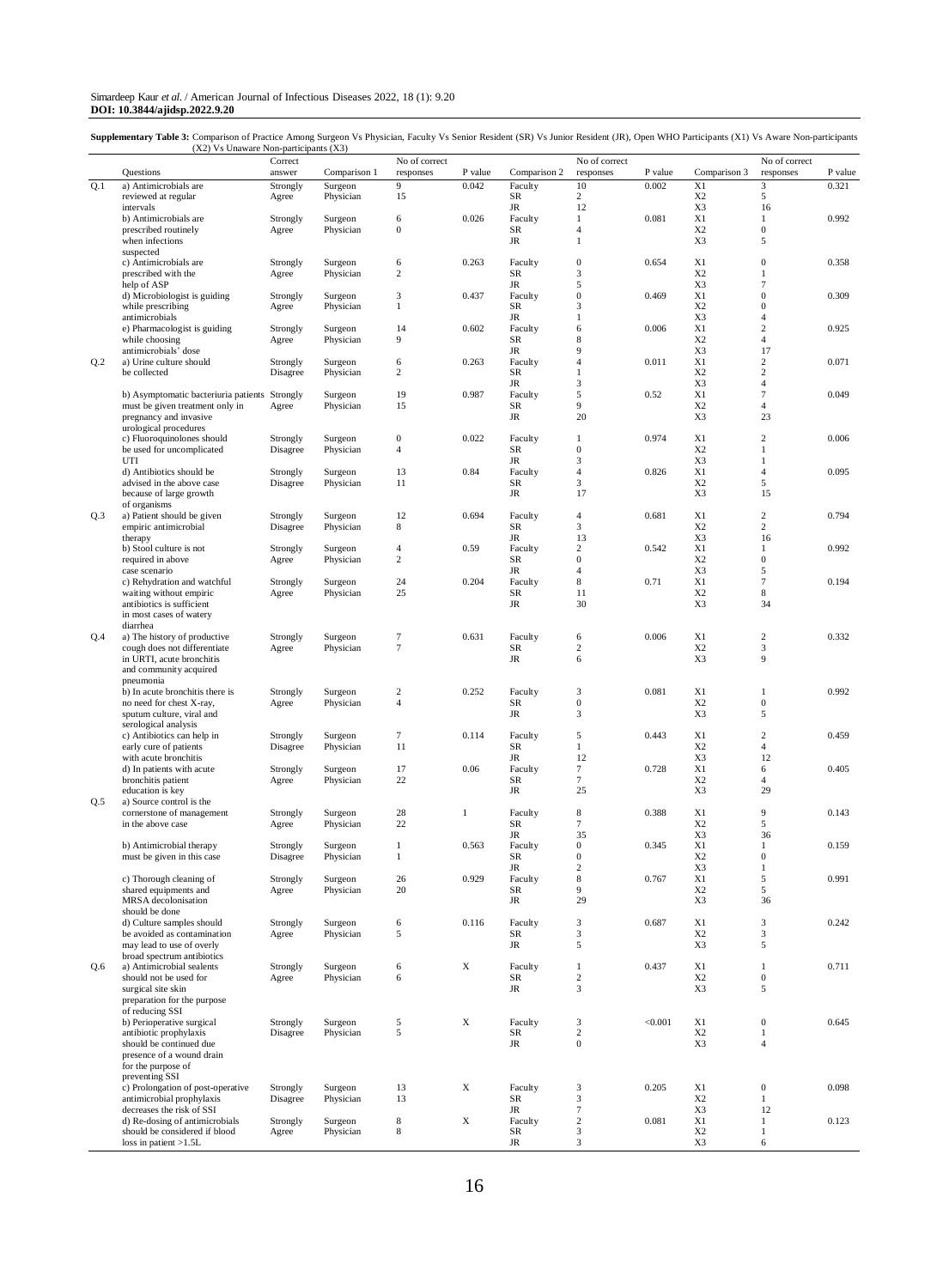**Supplementary Table 3:** Comparison of Practice Among Surgeon Vs Physician, Faculty Vs Senior Resident (SR) Vs Junior Resident (JR), Open WHO Participants (X1) Vs Aware Non-participants (X2) Vs Unaware Non-participants (X3)

| | Questions | Correct answer | Comparison 1 | No of correct responses | P value | Comparison 2 | No of correct responses | P value | Comparison 3 | No of correct responses | P value |
|---|---|---|---|---|---|---|---|---|---|---|---|
| Q.1 | a) Antimicrobials are reviewed at regular intervals | Strongly Agree | Surgeon | 9 | 0.042 | Faculty | 10 | 0.002 | X1 | 3 | 0.321 |
| | | | Physician | 15 | | SR | 2 | | X2 | 5 | |
| | | | | | | JR | 12 | | X3 | 16 | |
| | b) Antimicrobials are prescribed routinely when infections suspected | Strongly Agree | Surgeon | 6 | 0.026 | Faculty | 1 | 0.081 | X1 | 1 | 0.992 |
| | | | Physician | 0 | | SR | 4 | | X2 | 0 | |
| | | | | | | JR | 1 | | X3 | 5 | |
| | c) Antimicrobials are prescribed with the help of ASP | Strongly Agree | Surgeon | 6 | 0.263 | Faculty | 0 | 0.654 | X1 | 0 | 0.358 |
| | | | Physician | 2 | | SR | 3 | | X2 | 1 | |
| | | | | | | JR | 5 | | X3 | 7 | |
| | d) Microbiologist is guiding while prescribing antimicrobials | Strongly Agree | Surgeon | 3 | 0.437 | Faculty | 0 | 0.469 | X1 | 0 | 0.309 |
| | | | Physician | 1 | | SR | 3 | | X2 | 0 | |
| | | | | | | JR | 1 | | X3 | 4 | |
| | e) Pharmacologist is guiding while choosing antimicrobials' dose | Strongly Agree | Surgeon | 14 | 0.602 | Faculty | 6 | 0.006 | X1 | 2 | 0.925 |
| | | | Physician | 9 | | SR | 8 | | X2 | 4 | |
| | | | | | | JR | 9 | | X3 | 17 | |
| Q.2 | a) Urine culture should be collected | Strongly Disagree | Surgeon | 6 | 0.263 | Faculty | 4 | 0.011 | X1 | 2 | 0.071 |
| | | | Physician | 2 | | SR | 1 | | X2 | 2 | |
| | | | | | | JR | 3 | | X3 | 4 | |
| | b) Asymptomatic bacteriuria patients must be given treatment only in pregnancy and invasive urological procedures | Strongly Agree | Surgeon | 19 | 0.987 | Faculty | 5 | 0.52 | X1 | 7 | 0.049 |
| | | | Physician | 15 | | SR | 9 | | X2 | 4 | |
| | | | | | | JR | 20 | | X3 | 23 | |
| | c) Fluoroquinolones should be used for uncomplicated UTI | Strongly Disagree | Surgeon | 0 | 0.022 | Faculty | 1 | 0.974 | X1 | 2 | 0.006 |
| | | | Physician | 4 | | SR | 0 | | X2 | 1 | |
| | | | | | | JR | 3 | | X3 | 1 | |
| | d) Antibiotics should be advised in the above case because of large growth of organisms | Strongly Disagree | Surgeon | 13 | 0.84 | Faculty | 4 | 0.826 | X1 | 4 | 0.095 |
| | | | Physician | 11 | | SR | 3 | | X2 | 5 | |
| | | | | | | JR | 17 | | X3 | 15 | |
| Q.3 | a) Patient should be given empiric antimicrobial therapy | Strongly Disagree | Surgeon | 12 | 0.694 | Faculty | 4 | 0.681 | X1 | 2 | 0.794 |
| | | | Physician | 8 | | SR | 3 | | X2 | 2 | |
| | | | | | | JR | 13 | | X3 | 16 | |
| | b) Stool culture is not required in above case scenario | Strongly Agree | Surgeon | 4 | 0.59 | Faculty | 2 | 0.542 | X1 | 1 | 0.992 |
| | | | Physician | 2 | | SR | 0 | | X2 | 0 | |
| | | | | | | JR | 4 | | X3 | 5 | |
| | c) Rehydration and watchful waiting without empiric antibiotics is sufficient in most cases of watery diarrhea | Strongly Agree | Surgeon | 24 | 0.204 | Faculty | 8 | 0.71 | X1 | 7 | 0.194 |
| | | | Physician | 25 | | SR | 11 | | X2 | 8 | |
| | | | | | | JR | 30 | | X3 | 34 | |
| Q.4 | a) The history of productive cough does not differentiate in URTI, acute bronchitis and community acquired pneumonia | Strongly Agree | Surgeon | 7 | 0.631 | Faculty | 6 | 0.006 | X1 | 2 | 0.332 |
| | | | Physician | 7 | | SR | 2 | | X2 | 3 | |
| | | | | | | JR | 6 | | X3 | 9 | |
| | b) In acute bronchitis there is no need for chest X-ray, sputum culture, viral and serological analysis | Strongly Agree | Surgeon | 2 | 0.252 | Faculty | 3 | 0.081 | X1 | 1 | 0.992 |
| | | | Physician | 4 | | SR | 0 | | X2 | 0 | |
| | | | | | | JR | 3 | | X3 | 5 | |
| | c) Antibiotics can help in early cure of patients with acute bronchitis | Strongly Disagree | Surgeon | 7 | 0.114 | Faculty | 5 | 0.443 | X1 | 2 | 0.459 |
| | | | Physician | 11 | | SR | 1 | | X2 | 4 | |
| | | | | | | JR | 12 | | X3 | 12 | |
| | d) In patients with acute bronchitis patient education is key | Strongly Agree | Surgeon | 17 | 0.06 | Faculty | 7 | 0.728 | X1 | 6 | 0.405 |
| | | | Physician | 22 | | SR | 7 | | X2 | 4 | |
| | | | | | | JR | 25 | | X3 | 29 | |
| Q.5 | a) Source control is the cornerstone of management in the above case | Strongly Agree | Surgeon | 28 | 1 | Faculty | 8 | 0.388 | X1 | 9 | 0.143 |
| | | | Physician | 22 | | SR | 7 | | X2 | 5 | |
| | | | | | | JR | 35 | | X3 | 36 | |
| | b) Antimicrobial therapy must be given in this case | Strongly Disagree | Surgeon | 1 | 0.563 | Faculty | 0 | 0.345 | X1 | 1 | 0.159 |
| | | | Physician | 1 | | SR | 0 | | X2 | 0 | |
| | | | | | | JR | 2 | | X3 | 1 | |
| | c) Thorough cleaning of shared equipments and MRSA decolonisation should be done | Strongly Agree | Surgeon | 26 | 0.929 | Faculty | 8 | 0.767 | X1 | 5 | 0.991 |
| | | | Physician | 20 | | SR | 9 | | X2 | 5 | |
| | | | | | | JR | 29 | | X3 | 36 | |
| | d) Culture samples should be avoided as contamination may lead to use of overly broad spectrum antibiotics | Strongly Agree | Surgeon | 6 | 0.116 | Faculty | 3 | 0.687 | X1 | 3 | 0.242 |
| | | | Physician | 5 | | SR | 3 | | X2 | 3 | |
| | | | | | | JR | 5 | | X3 | 5 | |
| Q.6 | a) Antimicrobial sealents should not be used for surgical site skin preparation for the purpose of reducing SSI | Strongly Agree | Surgeon | 6 | X | Faculty | 1 | 0.437 | X1 | 1 | 0.711 |
| | | | Physician | 6 | | SR | 2 | | X2 | 0 | |
| | | | | | | JR | 3 | | X3 | 5 | |
| | b) Perioperative surgical antibiotic prophylaxis should be continued due presence of a wound drain for the purpose of preventing SSI | Strongly Disagree | Surgeon | 5 | X | Faculty | 3 | <0.001 | X1 | 0 | 0.645 |
| | | | Physician | 5 | | SR | 2 | | X2 | 1 | |
| | | | | | | JR | 0 | | X3 | 4 | |
| | c) Prolongation of post-operative antimicrobial prophylaxis decreases the risk of SSI | Strongly Disagree | Surgeon | 13 | X | Faculty | 3 | 0.205 | X1 | 0 | 0.098 |
| | | | Physician | 13 | | SR | 3 | | X2 | 1 | |
| | | | | | | JR | 7 | | X3 | 12 | |
| | d) Re-dosing of antimicrobials should be considered if blood loss in patient >1.5L | Strongly Agree | Surgeon | 8 | X | Faculty | 2 | 0.081 | X1 | 1 | 0.123 |
| | | | Physician | 8 | | SR | 3 | | X2 | 1 | |
| | | | | | | JR | 3 | | X3 | 6 | |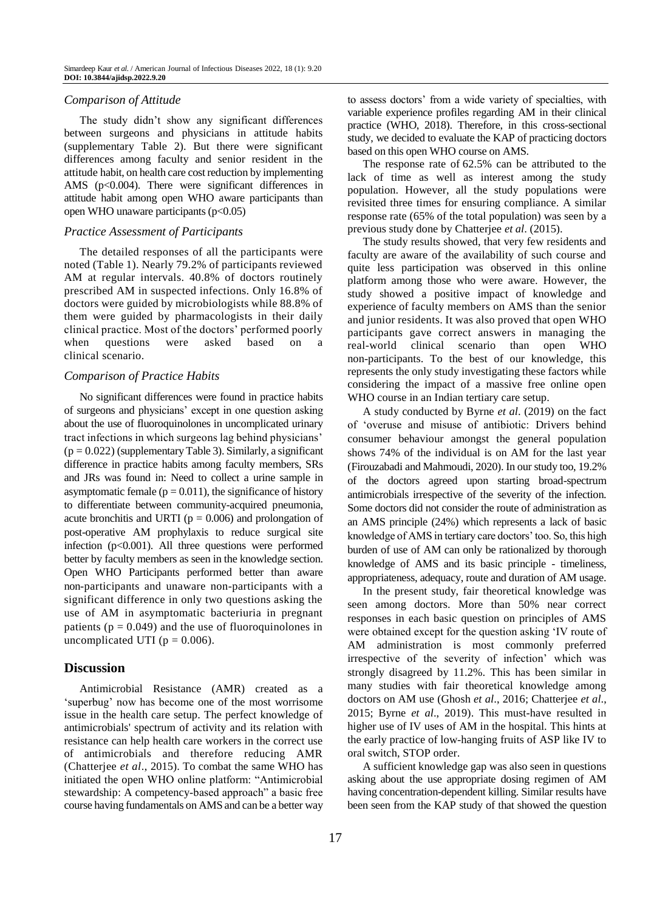### *Comparison of Attitude*

The study didn't show any significant differences between surgeons and physicians in attitude habits (supplementary Table 2). But there were significant differences among faculty and senior resident in the attitude habit, on health care cost reduction by implementing AMS ($p<0.004$). There were significant differences in attitude habit among open WHO aware participants than open WHO unaware participants ($p<0.05$)

### *Practice Assessment of Participants*

The detailed responses of all the participants were noted (Table 1). Nearly 79.2% of participants reviewed AM at regular intervals. 40.8% of doctors routinely prescribed AM in suspected infections. Only 16.8% of doctors were guided by microbiologists while 88.8% of them were guided by pharmacologists in their daily clinical practice. Most of the doctors' performed poorly when questions were asked based on a clinical scenario.

### *Comparison of Practice Habits*

No significant differences were found in practice habits of surgeons and physicians' except in one question asking about the use of fluoroquinolones in uncomplicated urinary tract infections in which surgeons lag behind physicians' ($p = 0.022$) (supplementary Table 3). Similarly, a significant difference in practice habits among faculty members, SRs and JRs was found in: Need to collect a urine sample in asymptomatic female ($p = 0.011$), the significance of history to differentiate between community-acquired pneumonia, acute bronchitis and URTI ($p = 0.006$) and prolongation of post-operative AM prophylaxis to reduce surgical site infection ($p<0.001$). All three questions were performed better by faculty members as seen in the knowledge section. Open WHO Participants performed better than aware non-participants and unaware non-participants with a significant difference in only two questions asking the use of AM in asymptomatic bacteriuria in pregnant patients ($p = 0.049$) and the use of fluoroquinolones in uncomplicated UTI ($p = 0.006$).

## Discussion

Antimicrobial Resistance (AMR) created as a 'superbug' now has become one of the most worrisome issue in the health care setup. The perfect knowledge of antimicrobials' spectrum of activity and its relation with resistance can help health care workers in the correct use of antimicrobials and therefore reducing AMR (Chatterjee *et al*., 2015). To combat the same WHO has initiated the open WHO online platform: "Antimicrobial stewardship: A competency-based approach" a basic free course having fundamentals on AMS and can be a better way to assess doctors' from a wide variety of specialties, with variable experience profiles regarding AM in their clinical practice (WHO, 2018). Therefore, in this cross-sectional study, we decided to evaluate the KAP of practicing doctors based on this open WHO course on AMS.

The response rate of 62.5% can be attributed to the lack of time as well as interest among the study population. However, all the study populations were revisited three times for ensuring compliance. A similar response rate (65% of the total population) was seen by a previous study done by Chatterjee *et al*. (2015).

The study results showed, that very few residents and faculty are aware of the availability of such course and quite less participation was observed in this online platform among those who were aware. However, the study showed a positive impact of knowledge and experience of faculty members on AMS than the senior and junior residents. It was also proved that open WHO participants gave correct answers in managing the real-world clinical scenario than open WHO non-participants. To the best of our knowledge, this represents the only study investigating these factors while considering the impact of a massive free online open WHO course in an Indian tertiary care setup.

A study conducted by Byrne *et al*. (2019) on the fact of 'overuse and misuse of antibiotic: Drivers behind consumer behaviour amongst the general population shows 74% of the individual is on AM for the last year (Firouzabadi and Mahmoudi, 2020). In our study too, 19.2% of the doctors agreed upon starting broad-spectrum antimicrobials irrespective of the severity of the infection. Some doctors did not consider the route of administration as an AMS principle (24%) which represents a lack of basic knowledge of AMS in tertiary care doctors' too. So, this high burden of use of AM can only be rationalized by thorough knowledge of AMS and its basic principle - timeliness, appropriateness, adequacy, route and duration of AM usage.

In the present study, fair theoretical knowledge was seen among doctors. More than 50% near correct responses in each basic question on principles of AMS were obtained except for the question asking 'IV route of AM administration is most commonly preferred irrespective of the severity of infection' which was strongly disagreed by 11.2%. This has been similar in many studies with fair theoretical knowledge among doctors on AM use (Ghosh *et al*., 2016; Chatterjee *et al*., 2015; Byrne *et al*., 2019). This must-have resulted in higher use of IV uses of AM in the hospital. This hints at the early practice of low-hanging fruits of ASP like IV to oral switch, STOP order.

A sufficient knowledge gap was also seen in questions asking about the use appropriate dosing regimen of AM having concentration-dependent killing. Similar results have been seen from the KAP study of that showed the question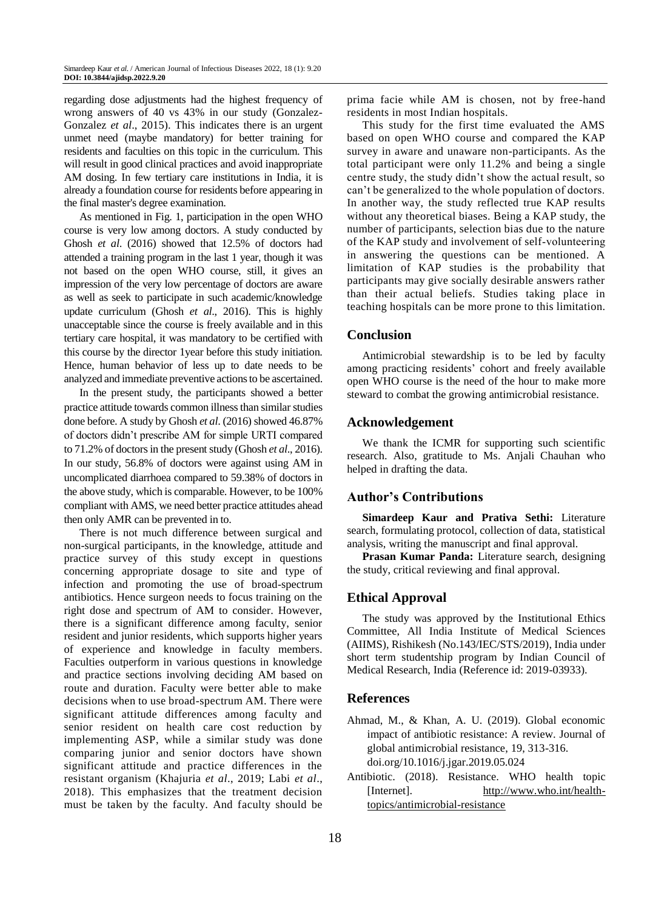regarding dose adjustments had the highest frequency of wrong answers of 40 vs 43% in our study (Gonzalez-Gonzalez *et al*., 2015). This indicates there is an urgent unmet need (maybe mandatory) for better training for residents and faculties on this topic in the curriculum. This will result in good clinical practices and avoid inappropriate AM dosing. In few tertiary care institutions in India, it is already a foundation course for residents before appearing in the final master's degree examination.

As mentioned in Fig. 1, participation in the open WHO course is very low among doctors. A study conducted by Ghosh *et al*. (2016) showed that 12.5% of doctors had attended a training program in the last 1 year, though it was not based on the open WHO course, still, it gives an impression of the very low percentage of doctors are aware as well as seek to participate in such academic/knowledge update curriculum (Ghosh *et al*., 2016). This is highly unacceptable since the course is freely available and in this tertiary care hospital, it was mandatory to be certified with this course by the director 1year before this study initiation. Hence, human behavior of less up to date needs to be analyzed and immediate preventive actions to be ascertained.

In the present study, the participants showed a better practice attitude towards common illness than similar studies done before. A study by Ghosh *et al*. (2016) showed 46.87% of doctors didn't prescribe AM for simple URTI compared to 71.2% of doctors in the present study (Ghosh *et al*., 2016). In our study, 56.8% of doctors were against using AM in uncomplicated diarrhoea compared to 59.38% of doctors in the above study, which is comparable. However, to be 100% compliant with AMS, we need better practice attitudes ahead then only AMR can be prevented in to.

There is not much difference between surgical and non-surgical participants, in the knowledge, attitude and practice survey of this study except in questions concerning appropriate dosage to site and type of infection and promoting the use of broad-spectrum antibiotics. Hence surgeon needs to focus training on the right dose and spectrum of AM to consider. However, there is a significant difference among faculty, senior resident and junior residents, which supports higher years of experience and knowledge in faculty members. Faculties outperform in various questions in knowledge and practice sections involving deciding AM based on route and duration. Faculty were better able to make decisions when to use broad-spectrum AM. There were significant attitude differences among faculty and senior resident on health care cost reduction by implementing ASP, while a similar study was done comparing junior and senior doctors have shown significant attitude and practice differences in the resistant organism (Khajuria *et al*., 2019; Labi *et al*., 2018). This emphasizes that the treatment decision must be taken by the faculty. And faculty should be prima facie while AM is chosen, not by free-hand residents in most Indian hospitals.

This study for the first time evaluated the AMS based on open WHO course and compared the KAP survey in aware and unaware non-participants. As the total participant were only 11.2% and being a single centre study, the study didn't show the actual result, so can't be generalized to the whole population of doctors. In another way, the study reflected true KAP results without any theoretical biases. Being a KAP study, the number of participants, selection bias due to the nature of the KAP study and involvement of self-volunteering in answering the questions can be mentioned. A limitation of KAP studies is the probability that participants may give socially desirable answers rather than their actual beliefs. Studies taking place in teaching hospitals can be more prone to this limitation.

## Conclusion

Antimicrobial stewardship is to be led by faculty among practicing residents' cohort and freely available open WHO course is the need of the hour to make more steward to combat the growing antimicrobial resistance.

## Acknowledgement

We thank the ICMR for supporting such scientific research. Also, gratitude to Ms. Anjali Chauhan who helped in drafting the data.

## Author's Contributions

**Simardeep Kaur and Prativa Sethi:** Literature search, formulating protocol, collection of data, statistical analysis, writing the manuscript and final approval.

**Prasan Kumar Panda:** Literature search, designing the study, critical reviewing and final approval.

## Ethical Approval

The study was approved by the Institutional Ethics Committee, All India Institute of Medical Sciences (AIIMS), Rishikesh (No.143/IEC/STS/2019), India under short term studentship program by Indian Council of Medical Research, India (Reference id: 2019-03933).

## References

Ahmad, M., & Khan, A. U. (2019). Global economic impact of antibiotic resistance: A review. Journal of global antimicrobial resistance, 19, 313-316. doi.org/10.1016/j.jgar.2019.05.024

Antibiotic. (2018). Resistance. WHO health topic [Internet]. http://www.who.int/health-topics/antimicrobial-resistance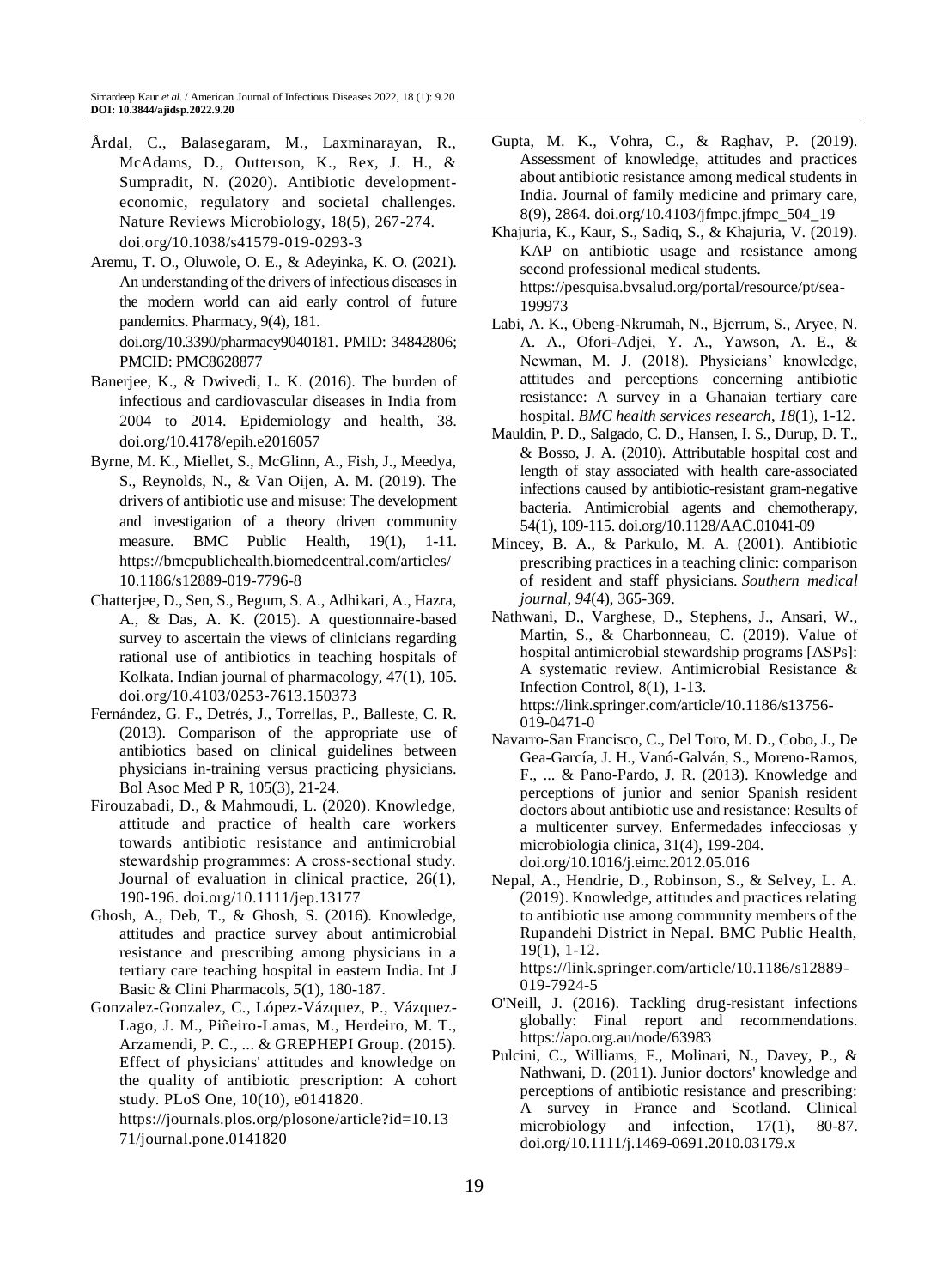Årdal, C., Balasegaram, M., Laxminarayan, R., McAdams, D., Outterson, K., Rex, J. H., & Sumpradit, N. (2020). Antibiotic development-economic, regulatory and societal challenges. Nature Reviews Microbiology, 18(5), 267-274. doi.org/10.1038/s41579-019-0293-3

Aremu, T. O., Oluwole, O. E., & Adeyinka, K. O. (2021). An understanding of the drivers of infectious diseases in the modern world can aid early control of future pandemics. Pharmacy, 9(4), 181. doi.org/10.3390/pharmacy9040181. PMID: 34842806; PMCID: PMC8628877

Banerjee, K., & Dwivedi, L. K. (2016). The burden of infectious and cardiovascular diseases in India from 2004 to 2014. Epidemiology and health, 38. doi.org/10.4178/epih.e2016057

Byrne, M. K., Miellet, S., McGlinn, A., Fish, J., Meedya, S., Reynolds, N., & Van Oijen, A. M. (2019). The drivers of antibiotic use and misuse: The development and investigation of a theory driven community measure. BMC Public Health, 19(1), 1-11. https://bmcpublichealth.biomedcentral.com/articles/10.1186/s12889-019-7796-8

Chatterjee, D., Sen, S., Begum, S. A., Adhikari, A., Hazra, A., & Das, A. K. (2015). A questionnaire-based survey to ascertain the views of clinicians regarding rational use of antibiotics in teaching hospitals of Kolkata. Indian journal of pharmacology, 47(1), 105. doi.org/10.4103/0253-7613.150373

Fernández, G. F., Detrés, J., Torrellas, P., Balleste, C. R. (2013). Comparison of the appropriate use of antibiotics based on clinical guidelines between physicians in-training versus practicing physicians. Bol Asoc Med P R, 105(3), 21-24.

Firouzabadi, D., & Mahmoudi, L. (2020). Knowledge, attitude and practice of health care workers towards antibiotic resistance and antimicrobial stewardship programmes: A cross-sectional study. Journal of evaluation in clinical practice, 26(1), 190-196. doi.org/10.1111/jep.13177

Ghosh, A., Deb, T., & Ghosh, S. (2016). Knowledge, attitudes and practice survey about antimicrobial resistance and prescribing among physicians in a tertiary care teaching hospital in eastern India. Int J Basic & Clini Pharmacols, *5*(1), 180-187.

Gonzalez-Gonzalez, C., López-Vázquez, P., Vázquez-Lago, J. M., Piñeiro-Lamas, M., Herdeiro, M. T., Arzamendi, P. C., ... & GREPHEPI Group. (2015). Effect of physicians' attitudes and knowledge on the quality of antibiotic prescription: A cohort study. PLoS One, 10(10), e0141820. https://journals.plos.org/plosone/article?id=10.1371/journal.pone.0141820

Gupta, M. K., Vohra, C., & Raghav, P. (2019). Assessment of knowledge, attitudes and practices about antibiotic resistance among medical students in India. Journal of family medicine and primary care, 8(9), 2864. doi.org/10.4103/jfmpc.jfmpc_504_19

Khajuria, K., Kaur, S., Sadiq, S., & Khajuria, V. (2019). KAP on antibiotic usage and resistance among second professional medical students. https://pesquisa.bvsalud.org/portal/resource/pt/sea-199973

Labi, A. K., Obeng-Nkrumah, N., Bjerrum, S., Aryee, N. A. A., Ofori-Adjei, Y. A., Yawson, A. E., & Newman, M. J. (2018). Physicians' knowledge, attitudes and perceptions concerning antibiotic resistance: A survey in a Ghanaian tertiary care hospital. *BMC health services research*, *18*(1), 1-12.

Mauldin, P. D., Salgado, C. D., Hansen, I. S., Durup, D. T., & Bosso, J. A. (2010). Attributable hospital cost and length of stay associated with health care-associated infections caused by antibiotic-resistant gram-negative bacteria. Antimicrobial agents and chemotherapy, 54(1), 109-115. doi.org/10.1128/AAC.01041-09

Mincey, B. A., & Parkulo, M. A. (2001). Antibiotic prescribing practices in a teaching clinic: comparison of resident and staff physicians. *Southern medical journal*, *94*(4), 365-369.

Nathwani, D., Varghese, D., Stephens, J., Ansari, W., Martin, S., & Charbonneau, C. (2019). Value of hospital antimicrobial stewardship programs [ASPs]: A systematic review. Antimicrobial Resistance & Infection Control, 8(1), 1-13. https://link.springer.com/article/10.1186/s13756-019-0471-0

Navarro-San Francisco, C., Del Toro, M. D., Cobo, J., De Gea-García, J. H., Vanó-Galván, S., Moreno-Ramos, F., ... & Pano-Pardo, J. R. (2013). Knowledge and perceptions of junior and senior Spanish resident doctors about antibiotic use and resistance: Results of a multicenter survey. Enfermedades infecciosas y microbiologia clinica, 31(4), 199-204. doi.org/10.1016/j.eimc.2012.05.016

Nepal, A., Hendrie, D., Robinson, S., & Selvey, L. A. (2019). Knowledge, attitudes and practices relating to antibiotic use among community members of the Rupandehi District in Nepal. BMC Public Health, 19(1), 1-12. https://link.springer.com/article/10.1186/s12889-019-7924-5

O'Neill, J. (2016). Tackling drug-resistant infections globally: Final report and recommendations. https://apo.org.au/node/63983

Pulcini, C., Williams, F., Molinari, N., Davey, P., & Nathwani, D. (2011). Junior doctors' knowledge and perceptions of antibiotic resistance and prescribing: A survey in France and Scotland. Clinical microbiology and infection, 17(1), 80-87. doi.org/10.1111/j.1469-0691.2010.03179.x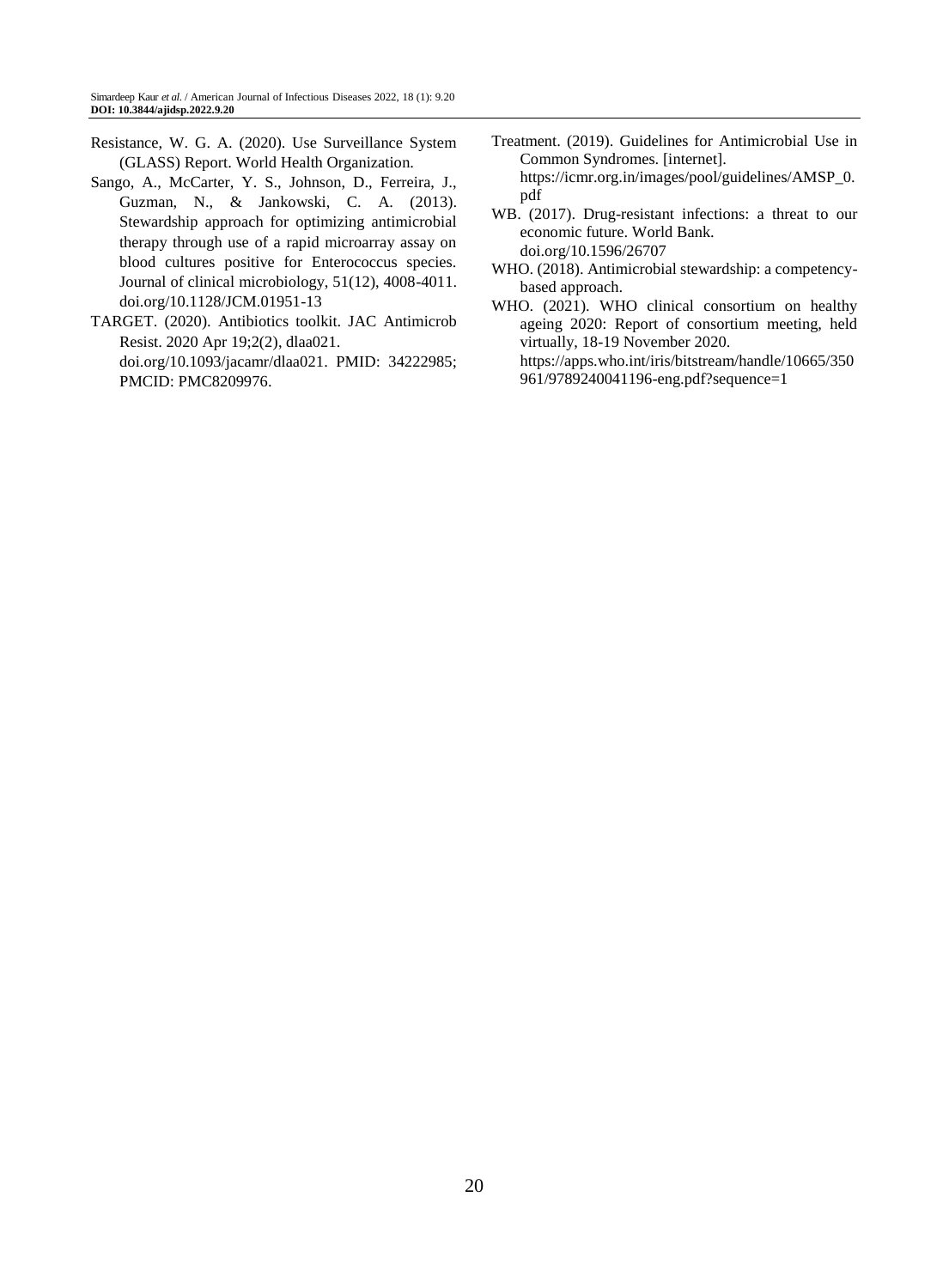Resistance, W. G. A. (2020). Use Surveillance System (GLASS) Report. World Health Organization.

Sango, A., McCarter, Y. S., Johnson, D., Ferreira, J., Guzman, N., & Jankowski, C. A. (2013). Stewardship approach for optimizing antimicrobial therapy through use of a rapid microarray assay on blood cultures positive for Enterococcus species. Journal of clinical microbiology, 51(12), 4008-4011. doi.org/10.1128/JCM.01951-13

TARGET. (2020). Antibiotics toolkit. JAC Antimicrob Resist. 2020 Apr 19;2(2), dlaa021. doi.org/10.1093/jacamr/dlaa021. PMID: 34222985; PMCID: PMC8209976.

Treatment. (2019). Guidelines for Antimicrobial Use in Common Syndromes. [internet]. https://icmr.org.in/images/pool/guidelines/AMSP_0.pdf

WB. (2017). Drug-resistant infections: a threat to our economic future. World Bank. doi.org/10.1596/26707

WHO. (2018). Antimicrobial stewardship: a competency-based approach.

WHO. (2021). WHO clinical consortium on healthy ageing 2020: Report of consortium meeting, held virtually, 18-19 November 2020. https://apps.who.int/iris/bitstream/handle/10665/350961/9789240041196-eng.pdf?sequence=1